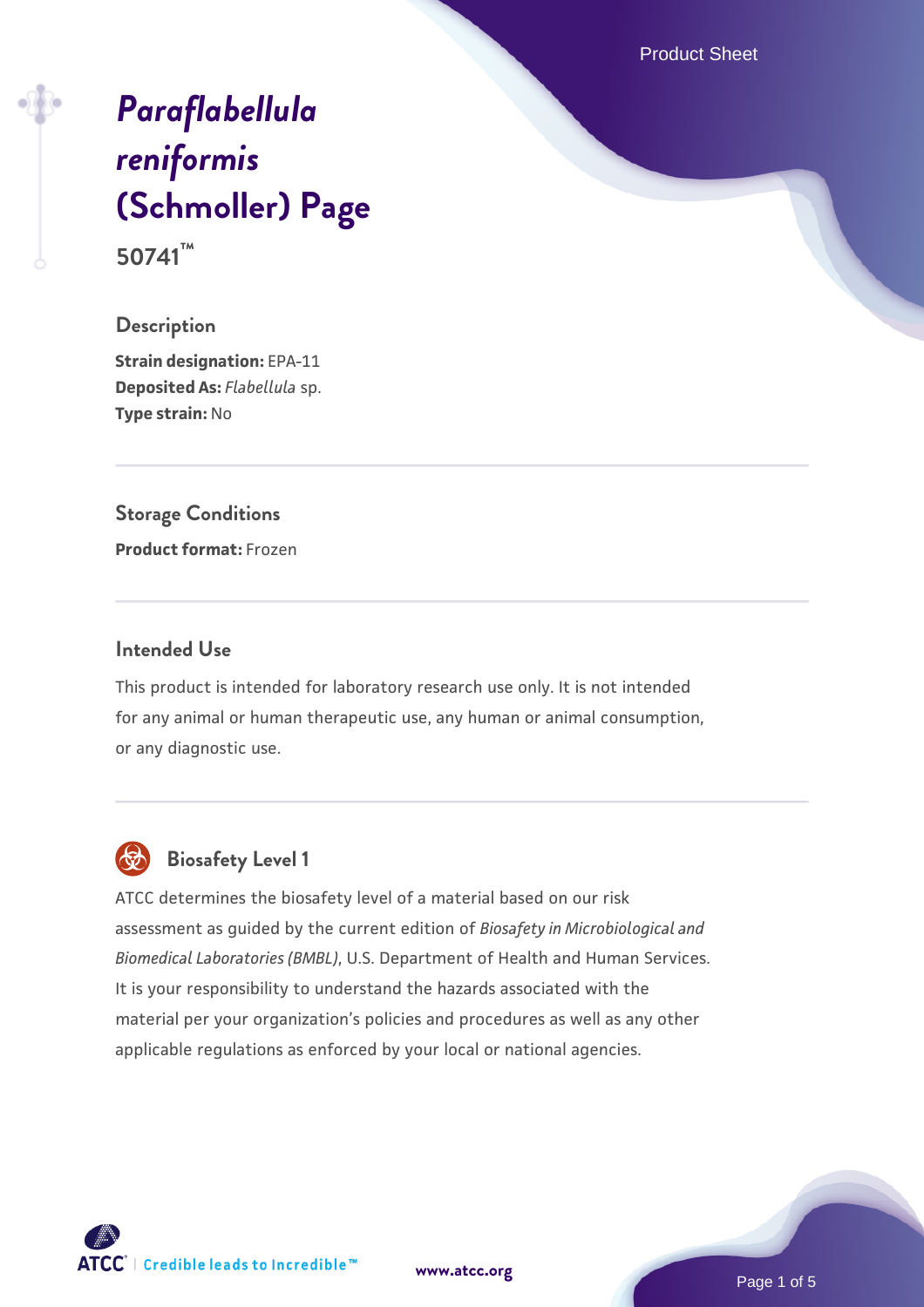# *Paraflabellula reniformis* (Schmoller) Page 50741™

## Description

**Strain designation:** EPA-11
**Deposited As:** *Flabellula* sp.
**Type strain:** No

## Storage Conditions

**Product format:** Frozen

## Intended Use

This product is intended for laboratory research use only. It is not intended for any animal or human therapeutic use, any human or animal consumption, or any diagnostic use.

## Biosafety Level 1

ATCC determines the biosafety level of a material based on our risk assessment as guided by the current edition of *Biosafety in Microbiological and Biomedical Laboratories (BMBL)*, U.S. Department of Health and Human Services. It is your responsibility to understand the hazards associated with the material per your organization's policies and procedures as well as any other applicable regulations as enforced by your local or national agencies.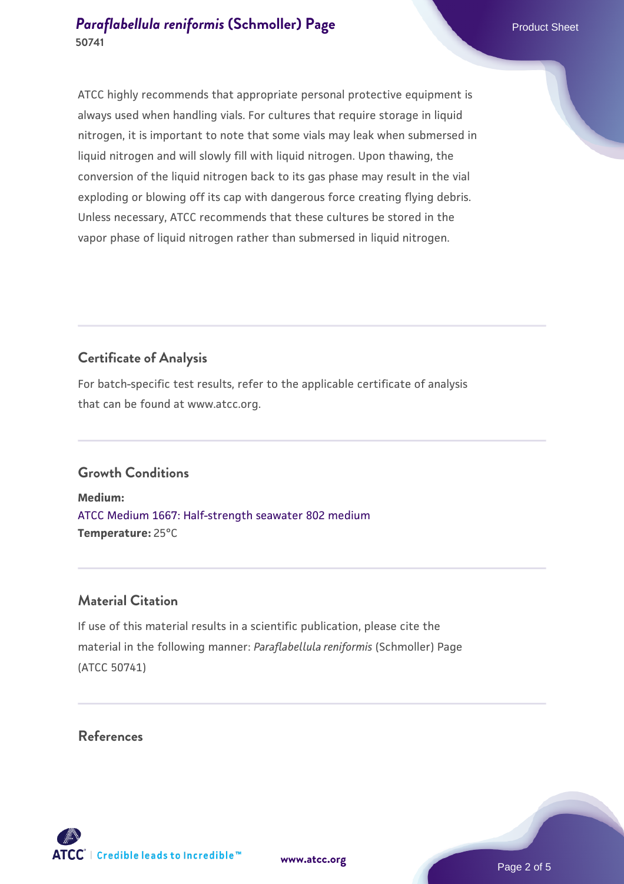ATCC highly recommends that appropriate personal protective equipment is always used when handling vials. For cultures that require storage in liquid nitrogen, it is important to note that some vials may leak when submersed in liquid nitrogen and will slowly fill with liquid nitrogen. Upon thawing, the conversion of the liquid nitrogen back to its gas phase may result in the vial exploding or blowing off its cap with dangerous force creating flying debris. Unless necessary, ATCC recommends that these cultures be stored in the vapor phase of liquid nitrogen rather than submersed in liquid nitrogen.

## Certificate of Analysis

For batch-specific test results, refer to the applicable certificate of analysis that can be found at www.atcc.org.

## Growth Conditions

**Medium:**
ATCC Medium 1667: Half-strength seawater 802 medium
**Temperature:** 25°C

## Material Citation

If use of this material results in a scientific publication, please cite the material in the following manner: *Paraflabellula reniformis* (Schmoller) Page (ATCC 50741)

## References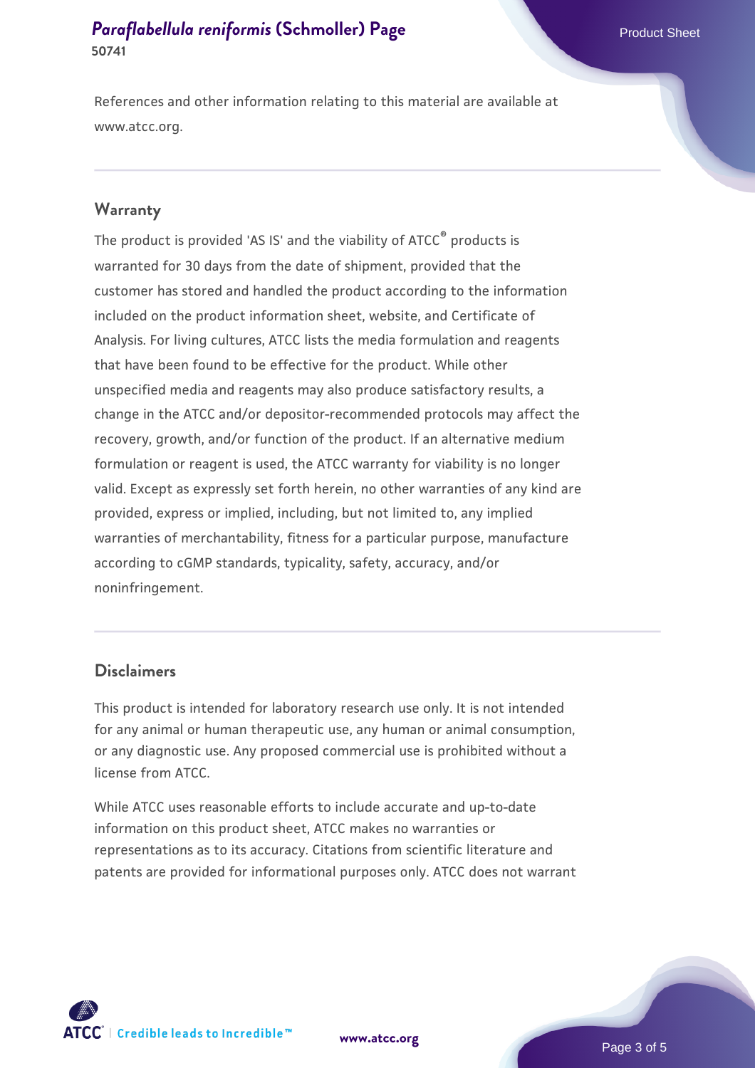References and other information relating to this material are available at www.atcc.org.

## Warranty

The product is provided 'AS IS' and the viability of ATCC® products is warranted for 30 days from the date of shipment, provided that the customer has stored and handled the product according to the information included on the product information sheet, website, and Certificate of Analysis. For living cultures, ATCC lists the media formulation and reagents that have been found to be effective for the product. While other unspecified media and reagents may also produce satisfactory results, a change in the ATCC and/or depositor-recommended protocols may affect the recovery, growth, and/or function of the product. If an alternative medium formulation or reagent is used, the ATCC warranty for viability is no longer valid. Except as expressly set forth herein, no other warranties of any kind are provided, express or implied, including, but not limited to, any implied warranties of merchantability, fitness for a particular purpose, manufacture according to cGMP standards, typicality, safety, accuracy, and/or noninfringement.

## Disclaimers

This product is intended for laboratory research use only. It is not intended for any animal or human therapeutic use, any human or animal consumption, or any diagnostic use. Any proposed commercial use is prohibited without a license from ATCC.

While ATCC uses reasonable efforts to include accurate and up-to-date information on this product sheet, ATCC makes no warranties or representations as to its accuracy. Citations from scientific literature and patents are provided for informational purposes only. ATCC does not warrant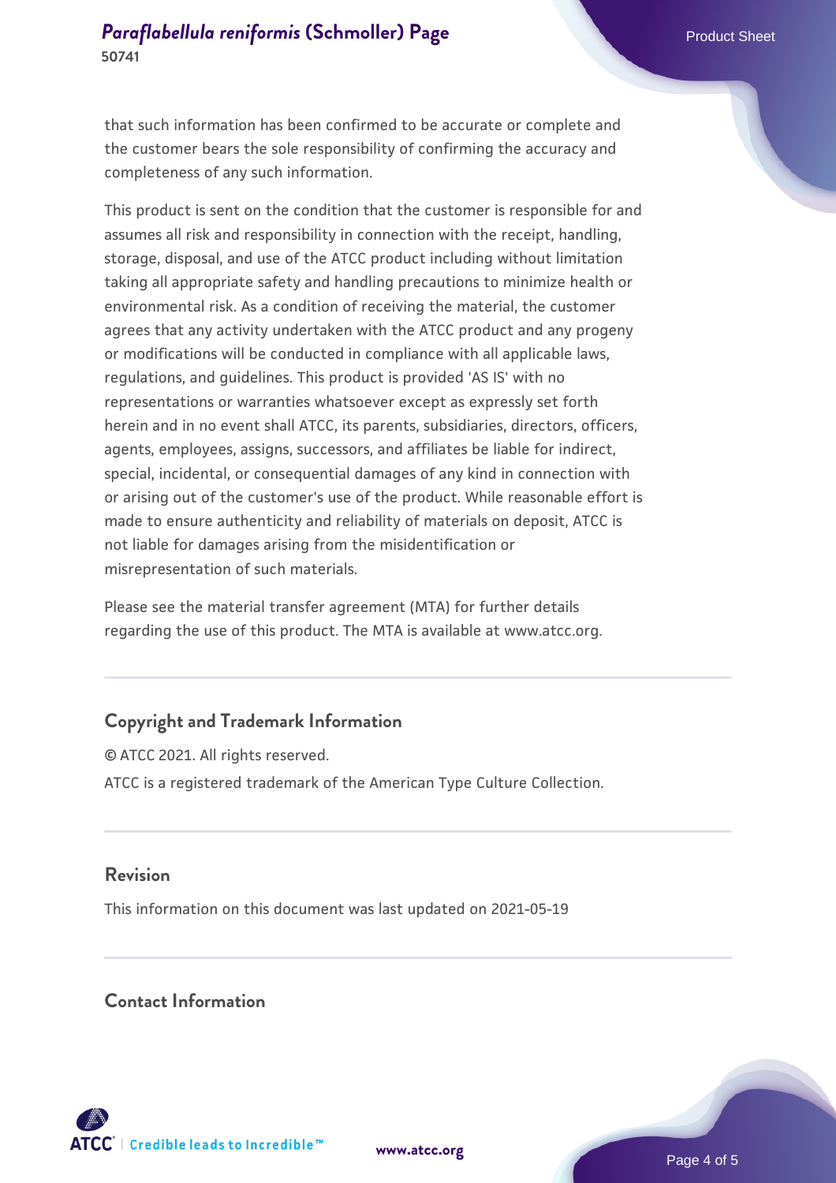that such information has been confirmed to be accurate or complete and the customer bears the sole responsibility of confirming the accuracy and completeness of any such information.

This product is sent on the condition that the customer is responsible for and assumes all risk and responsibility in connection with the receipt, handling, storage, disposal, and use of the ATCC product including without limitation taking all appropriate safety and handling precautions to minimize health or environmental risk. As a condition of receiving the material, the customer agrees that any activity undertaken with the ATCC product and any progeny or modifications will be conducted in compliance with all applicable laws, regulations, and guidelines. This product is provided 'AS IS' with no representations or warranties whatsoever except as expressly set forth herein and in no event shall ATCC, its parents, subsidiaries, directors, officers, agents, employees, assigns, successors, and affiliates be liable for indirect, special, incidental, or consequential damages of any kind in connection with or arising out of the customer's use of the product. While reasonable effort is made to ensure authenticity and reliability of materials on deposit, ATCC is not liable for damages arising from the misidentification or misrepresentation of such materials.

Please see the material transfer agreement (MTA) for further details regarding the use of this product. The MTA is available at www.atcc.org.

## Copyright and Trademark Information

© ATCC 2021. All rights reserved.

ATCC is a registered trademark of the American Type Culture Collection.

## Revision

This information on this document was last updated on 2021-05-19

## Contact Information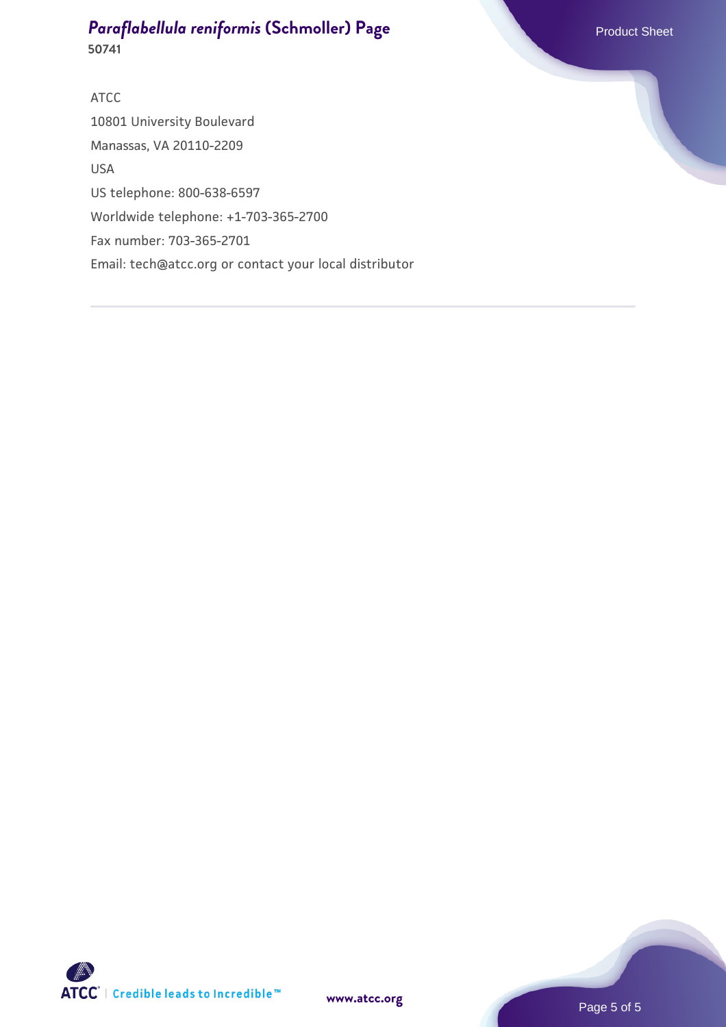ATCC

10801 University Boulevard

Manassas, VA 20110-2209

USA

US telephone: 800-638-6597

Worldwide telephone: +1-703-365-2700

Fax number: 703-365-2701

Email: tech@atcc.org or contact your local distributor